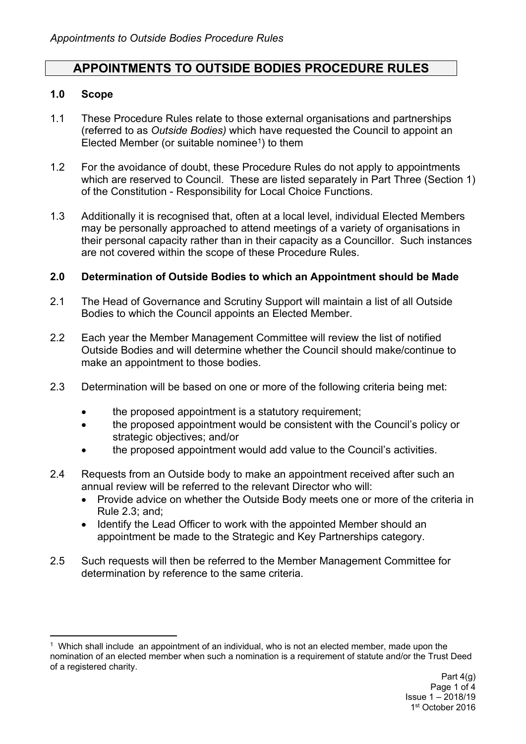# APPOINTMENTS TO OUTSIDE BODIES PROCEDURE RULES

## 1.0 Scope

1.1 These Procedure Rules relate to those external organisations and partnerships (referred to as *Outside Bodies)* which have requested the Council to appoint an Elected Member (or suitable nominee[1]) to them

1.2 For the avoidance of doubt, these Procedure Rules do not apply to appointments which are reserved to Council. These are listed separately in Part Three (Section 1) of the Constitution - Responsibility for Local Choice Functions.

1.3 Additionally it is recognised that, often at a local level, individual Elected Members may be personally approached to attend meetings of a variety of organisations in their personal capacity rather than in their capacity as a Councillor. Such instances are not covered within the scope of these Procedure Rules.

## 2.0 Determination of Outside Bodies to which an Appointment should be Made

2.1 The Head of Governance and Scrutiny Support will maintain a list of all Outside Bodies to which the Council appoints an Elected Member.

2.2 Each year the Member Management Committee will review the list of notified Outside Bodies and will determine whether the Council should make/continue to make an appointment to those bodies.

2.3 Determination will be based on one or more of the following criteria being met:

- the proposed appointment is a statutory requirement;
- the proposed appointment would be consistent with the Council's policy or strategic objectives; and/or
- the proposed appointment would add value to the Council's activities.

2.4 Requests from an Outside body to make an appointment received after such an annual review will be referred to the relevant Director who will:

- Provide advice on whether the Outside Body meets one or more of the criteria in Rule 2.3; and;
- Identify the Lead Officer to work with the appointed Member should an appointment be made to the Strategic and Key Partnerships category.

2.5 Such requests will then be referred to the Member Management Committee for determination by reference to the same criteria.

---

[1] Which shall include an appointment of an individual, who is not an elected member, made upon the nomination of an elected member when such a nomination is a requirement of statute and/or the Trust Deed of a registered charity.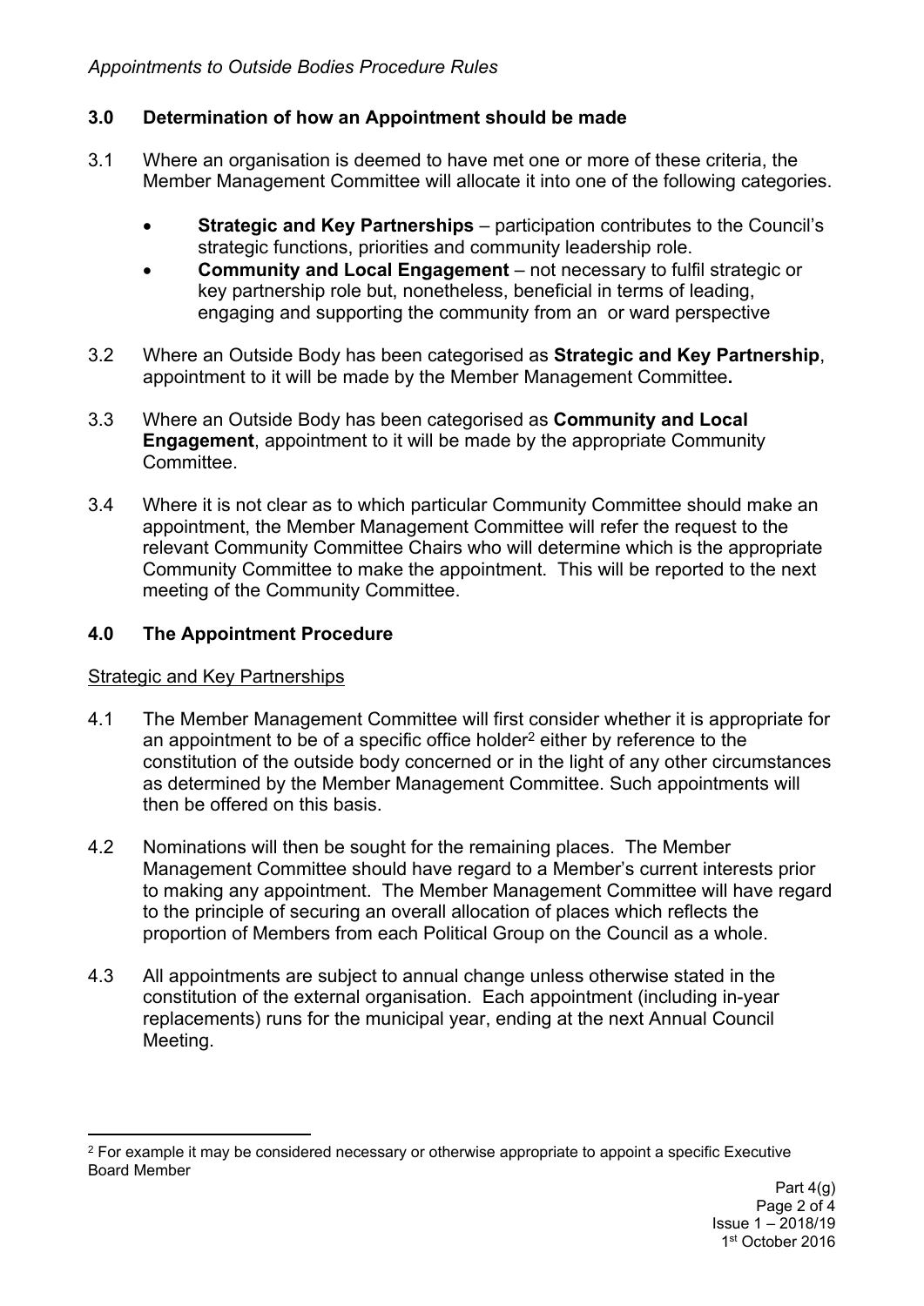## 3.0 Determination of how an Appointment should be made

3.1 Where an organisation is deemed to have met one or more of these criteria, the Member Management Committee will allocate it into one of the following categories.

- **Strategic and Key Partnerships** – participation contributes to the Council's strategic functions, priorities and community leadership role.
- **Community and Local Engagement** – not necessary to fulfil strategic or key partnership role but, nonetheless, beneficial in terms of leading, engaging and supporting the community from an or ward perspective

3.2 Where an Outside Body has been categorised as **Strategic and Key Partnership**, appointment to it will be made by the Member Management Committee**.**

3.3 Where an Outside Body has been categorised as **Community and Local Engagement**, appointment to it will be made by the appropriate Community Committee.

3.4 Where it is not clear as to which particular Community Committee should make an appointment, the Member Management Committee will refer the request to the relevant Community Committee Chairs who will determine which is the appropriate Community Committee to make the appointment. This will be reported to the next meeting of the Community Committee.

## 4.0 The Appointment Procedure

Strategic and Key Partnerships

4.1 The Member Management Committee will first consider whether it is appropriate for an appointment to be of a specific office holder[2] either by reference to the constitution of the outside body concerned or in the light of any other circumstances as determined by the Member Management Committee. Such appointments will then be offered on this basis.

4.2 Nominations will then be sought for the remaining places. The Member Management Committee should have regard to a Member's current interests prior to making any appointment. The Member Management Committee will have regard to the principle of securing an overall allocation of places which reflects the proportion of Members from each Political Group on the Council as a whole.

4.3 All appointments are subject to annual change unless otherwise stated in the constitution of the external organisation. Each appointment (including in-year replacements) runs for the municipal year, ending at the next Annual Council Meeting.

[2] For example it may be considered necessary or otherwise appropriate to appoint a specific Executive Board Member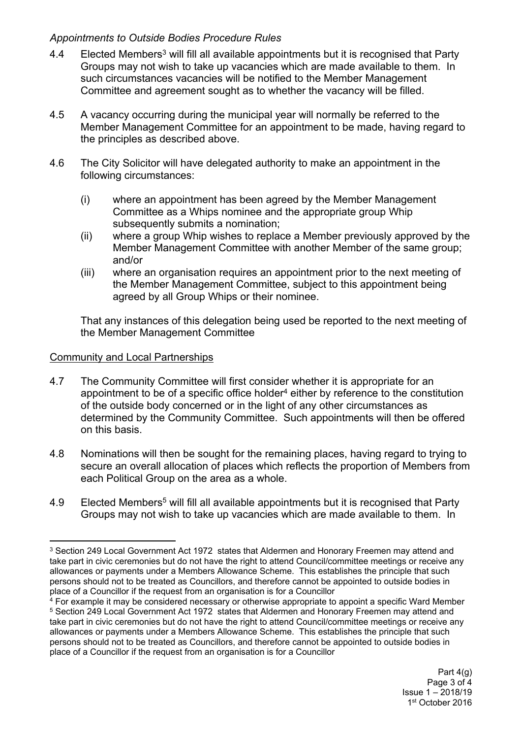*Appointments to Outside Bodies Procedure Rules*

4.4 Elected Members[3] will fill all available appointments but it is recognised that Party Groups may not wish to take up vacancies which are made available to them. In such circumstances vacancies will be notified to the Member Management Committee and agreement sought as to whether the vacancy will be filled.

4.5 A vacancy occurring during the municipal year will normally be referred to the Member Management Committee for an appointment to be made, having regard to the principles as described above.

4.6 The City Solicitor will have delegated authority to make an appointment in the following circumstances:

(i) where an appointment has been agreed by the Member Management Committee as a Whips nominee and the appropriate group Whip subsequently submits a nomination;

(ii) where a group Whip wishes to replace a Member previously approved by the Member Management Committee with another Member of the same group; and/or

(iii) where an organisation requires an appointment prior to the next meeting of the Member Management Committee, subject to this appointment being agreed by all Group Whips or their nominee.

That any instances of this delegation being used be reported to the next meeting of the Member Management Committee

<u>Community and Local Partnerships</u>

4.7 The Community Committee will first consider whether it is appropriate for an appointment to be of a specific office holder[4] either by reference to the constitution of the outside body concerned or in the light of any other circumstances as determined by the Community Committee. Such appointments will then be offered on this basis.

4.8 Nominations will then be sought for the remaining places, having regard to trying to secure an overall allocation of places which reflects the proportion of Members from each Political Group on the area as a whole.

4.9 Elected Members[5] will fill all available appointments but it is recognised that Party Groups may not wish to take up vacancies which are made available to them. In

---

[3] Section 249 Local Government Act 1972 states that Aldermen and Honorary Freemen may attend and take part in civic ceremonies but do not have the right to attend Council/committee meetings or receive any allowances or payments under a Members Allowance Scheme. This establishes the principle that such persons should not to be treated as Councillors, and therefore cannot be appointed to outside bodies in place of a Councillor if the request from an organisation is for a Councillor

[4] For example it may be considered necessary or otherwise appropriate to appoint a specific Ward Member

[5] Section 249 Local Government Act 1972 states that Aldermen and Honorary Freemen may attend and take part in civic ceremonies but do not have the right to attend Council/committee meetings or receive any allowances or payments under a Members Allowance Scheme. This establishes the principle that such persons should not to be treated as Councillors, and therefore cannot be appointed to outside bodies in place of a Councillor if the request from an organisation is for a Councillor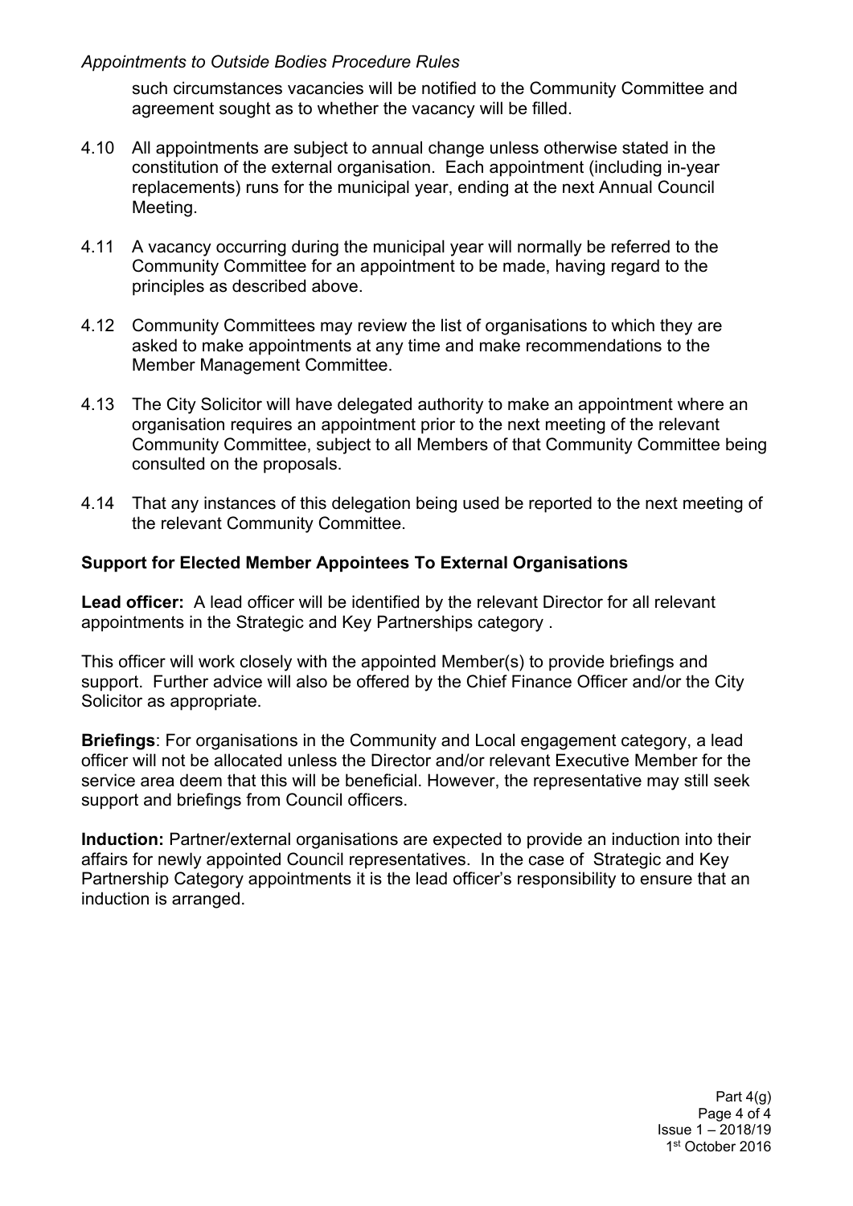such circumstances vacancies will be notified to the Community Committee and agreement sought as to whether the vacancy will be filled.

4.10 All appointments are subject to annual change unless otherwise stated in the constitution of the external organisation. Each appointment (including in-year replacements) runs for the municipal year, ending at the next Annual Council Meeting.

4.11 A vacancy occurring during the municipal year will normally be referred to the Community Committee for an appointment to be made, having regard to the principles as described above.

4.12 Community Committees may review the list of organisations to which they are asked to make appointments at any time and make recommendations to the Member Management Committee.

4.13 The City Solicitor will have delegated authority to make an appointment where an organisation requires an appointment prior to the next meeting of the relevant Community Committee, subject to all Members of that Community Committee being consulted on the proposals.

4.14 That any instances of this delegation being used be reported to the next meeting of the relevant Community Committee.

**Support for Elected Member Appointees To External Organisations**

**Lead officer:** A lead officer will be identified by the relevant Director for all relevant appointments in the Strategic and Key Partnerships category .

This officer will work closely with the appointed Member(s) to provide briefings and support. Further advice will also be offered by the Chief Finance Officer and/or the City Solicitor as appropriate.

**Briefings**: For organisations in the Community and Local engagement category, a lead officer will not be allocated unless the Director and/or relevant Executive Member for the service area deem that this will be beneficial. However, the representative may still seek support and briefings from Council officers.

**Induction:** Partner/external organisations are expected to provide an induction into their affairs for newly appointed Council representatives. In the case of Strategic and Key Partnership Category appointments it is the lead officer's responsibility to ensure that an induction is arranged.